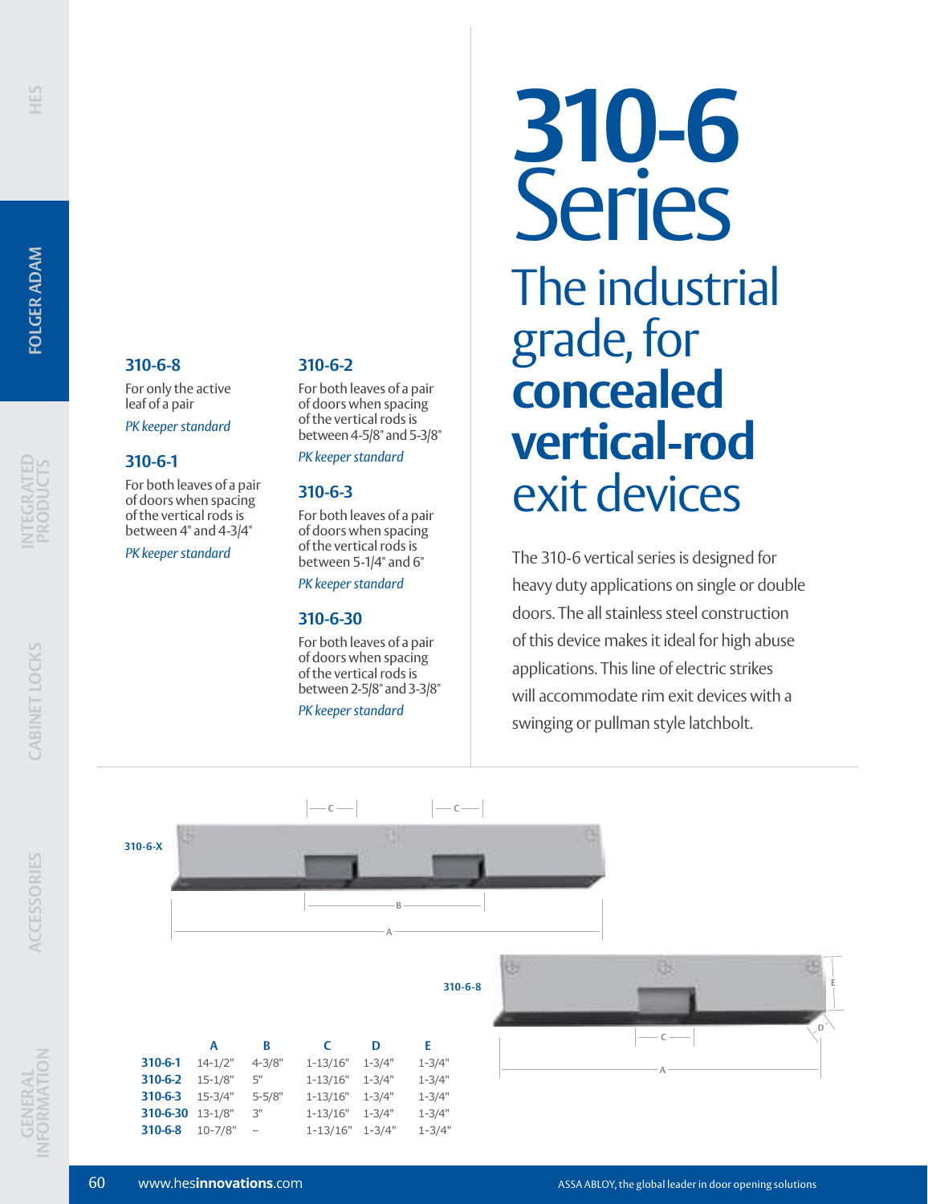# 310-6 Series

## The industrial grade, for **concealed vertical-rod** exit devices

The 310-6 vertical series is designed for heavy duty applications on single or double doors. The all stainless steel construction of this device makes it ideal for high abuse applications. This line of electric strikes will accommodate rim exit devices with a swinging or pullman style latchbolt.

### 310-6-8

For only the active leaf of a pair

*PK keeper standard*

### 310-6-1

For both leaves of a pair of doors when spacing of the vertical rods is between 4" and 4-3/4"

*PK keeper standard*

### 310-6-2

For both leaves of a pair of doors when spacing of the vertical rods is between 4-5/8" and 5-3/8"

*PK keeper standard*

### 310-6-3

For both leaves of a pair of doors when spacing of the vertical rods is between 5-1/4" and 6"

*PK keeper standard*

### 310-6-30

For both leaves of a pair of doors when spacing of the vertical rods is between 2-5/8" and 3-3/8"

*PK keeper standard*

310-6-X

310-6-8

| | A | B | C | D | E |
|---|---|---|---|---|---|
| **310-6-1** | 14-1/2" | 4-3/8" | 1-13/16" | 1-3/4" | 1-3/4" |
| **310-6-2** | 15-1/8" | 5" | 1-13/16" | 1-3/4" | 1-3/4" |
| **310-6-3** | 15-3/4" | 5-5/8" | 1-13/16" | 1-3/4" | 1-3/4" |
| **310-6-30** | 13-1/8" | 3" | 1-13/16" | 1-3/4" | 1-3/4" |
| **310-6-8** | 10-7/8" | – | 1-13/16" | 1-3/4" | 1-3/4" |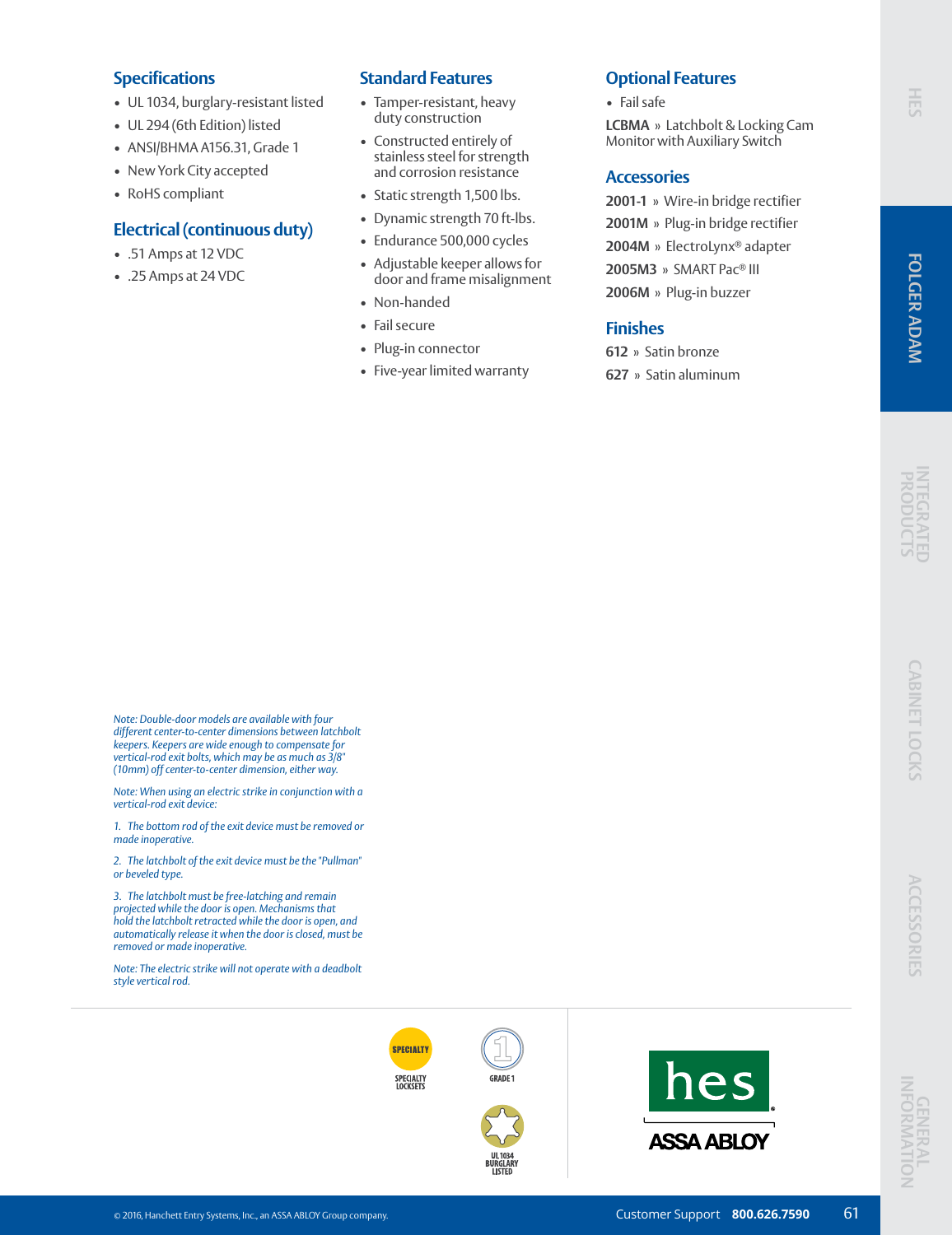## Specifications

- UL 1034, burglary-resistant listed
- UL 294 (6th Edition) listed
- ANSI/BHMA A156.31, Grade 1
- New York City accepted
- RoHS compliant

## Electrical (continuous duty)

- .51 Amps at 12 VDC
- .25 Amps at 24 VDC

## Standard Features

- Tamper-resistant, heavy duty construction
- Constructed entirely of stainless steel for strength and corrosion resistance
- Static strength 1,500 lbs.
- Dynamic strength 70 ft-lbs.
- Endurance 500,000 cycles
- Adjustable keeper allows for door and frame misalignment
- Non-handed
- Fail secure
- Plug-in connector
- Five-year limited warranty

## Optional Features

- Fail safe

**LCBMA** » Latchbolt & Locking Cam Monitor with Auxiliary Switch

## Accessories

**2001-1** » Wire-in bridge rectifier

**2001M** » Plug-in bridge rectifier

**2004M** » ElectroLynx® adapter

**2005M3** » SMART Pac® III

**2006M** » Plug-in buzzer

## Finishes

**612** » Satin bronze

**627** » Satin aluminum

*Note: Double-door models are available with four different center-to-center dimensions between latchbolt keepers. Keepers are wide enough to compensate for vertical-rod exit bolts, which may be as much as 3/8" (10mm) off center-to-center dimension, either way.*

*Note: When using an electric strike in conjunction with a vertical-rod exit device:*

*1. The bottom rod of the exit device must be removed or made inoperative.*

*2. The latchbolt of the exit device must be the "Pullman" or beveled type.*

*3. The latchbolt must be free-latching and remain projected while the door is open. Mechanisms that hold the latchbolt retracted while the door is open, and automatically release it when the door is closed, must be removed or made inoperative.*

*Note: The electric strike will not operate with a deadbolt style vertical rod.*

SPECIALTY LOCKSETS

GRADE 1

UL 1034 BURGLARY LISTED

hes ASSA ABLOY

© 2016, Hanchett Entry Systems, Inc., an ASSA ABLOY Group company.

Customer Support **800.626.7590**